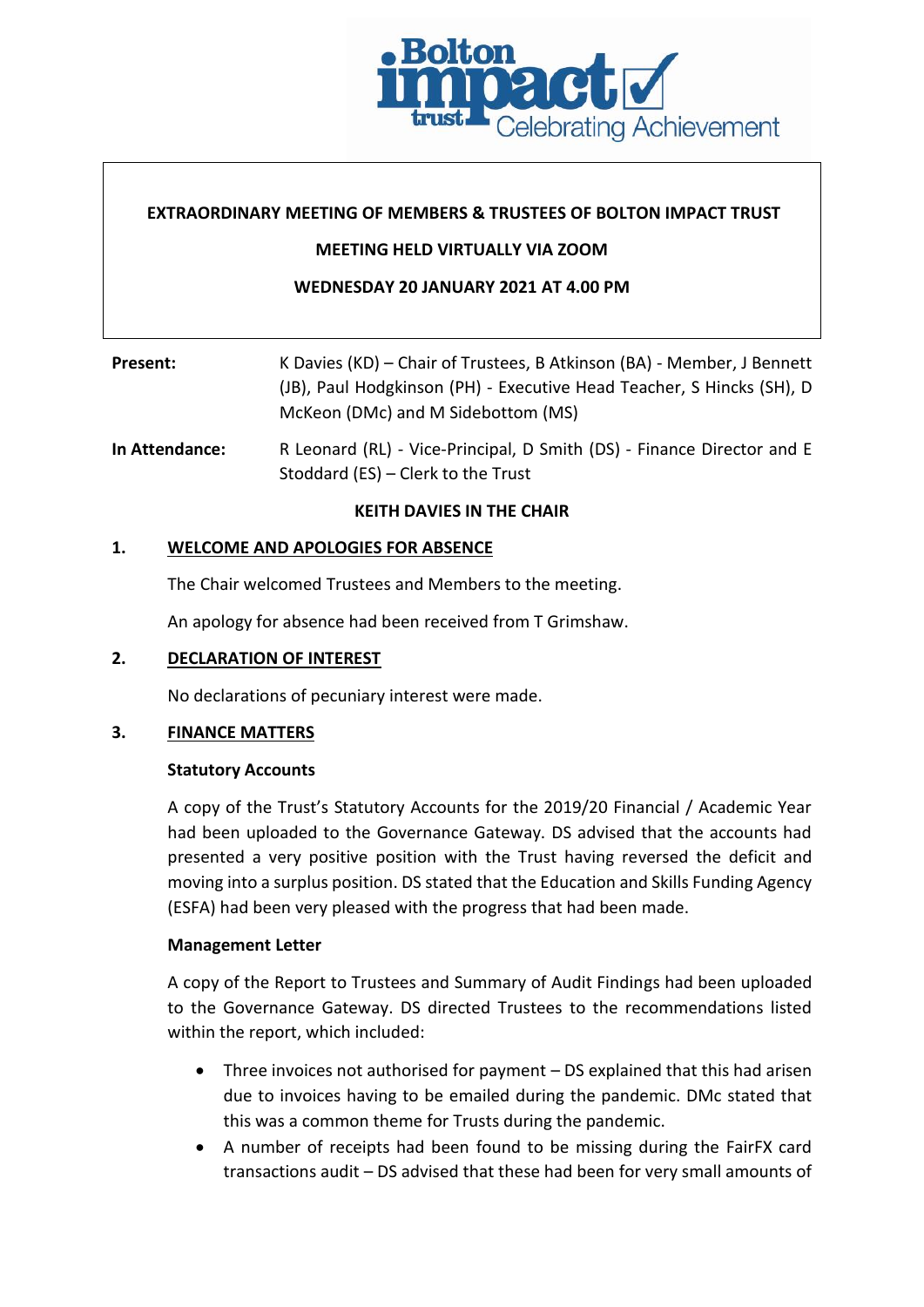**EXTRAORDINARY MEETING OF MEMBERS & TRUSTEES OF BOLTON IMPACT TRUST**

**MEETING HELD VIRTUALLY VIA ZOOM**

**WEDNESDAY 20 JANUARY 2021 AT 4.00 PM**

**Present:** K Davies (KD) – Chair of Trustees, B Atkinson (BA) - Member, J Bennett (JB), Paul Hodgkinson (PH) - Executive Head Teacher, S Hincks (SH), D McKeon (DMc) and M Sidebottom (MS)

**In Attendance:** R Leonard (RL) - Vice-Principal, D Smith (DS) - Finance Director and E Stoddard (ES) – Clerk to the Trust

**KEITH DAVIES IN THE CHAIR**

## 1. WELCOME AND APOLOGIES FOR ABSENCE

The Chair welcomed Trustees and Members to the meeting.

An apology for absence had been received from T Grimshaw.

## 2. DECLARATION OF INTEREST

No declarations of pecuniary interest were made.

## 3. FINANCE MATTERS

**Statutory Accounts**

A copy of the Trust's Statutory Accounts for the 2019/20 Financial / Academic Year had been uploaded to the Governance Gateway. DS advised that the accounts had presented a very positive position with the Trust having reversed the deficit and moving into a surplus position. DS stated that the Education and Skills Funding Agency (ESFA) had been very pleased with the progress that had been made.

**Management Letter**

A copy of the Report to Trustees and Summary of Audit Findings had been uploaded to the Governance Gateway. DS directed Trustees to the recommendations listed within the report, which included:

- Three invoices not authorised for payment – DS explained that this had arisen due to invoices having to be emailed during the pandemic. DMc stated that this was a common theme for Trusts during the pandemic.
- A number of receipts had been found to be missing during the FairFX card transactions audit – DS advised that these had been for very small amounts of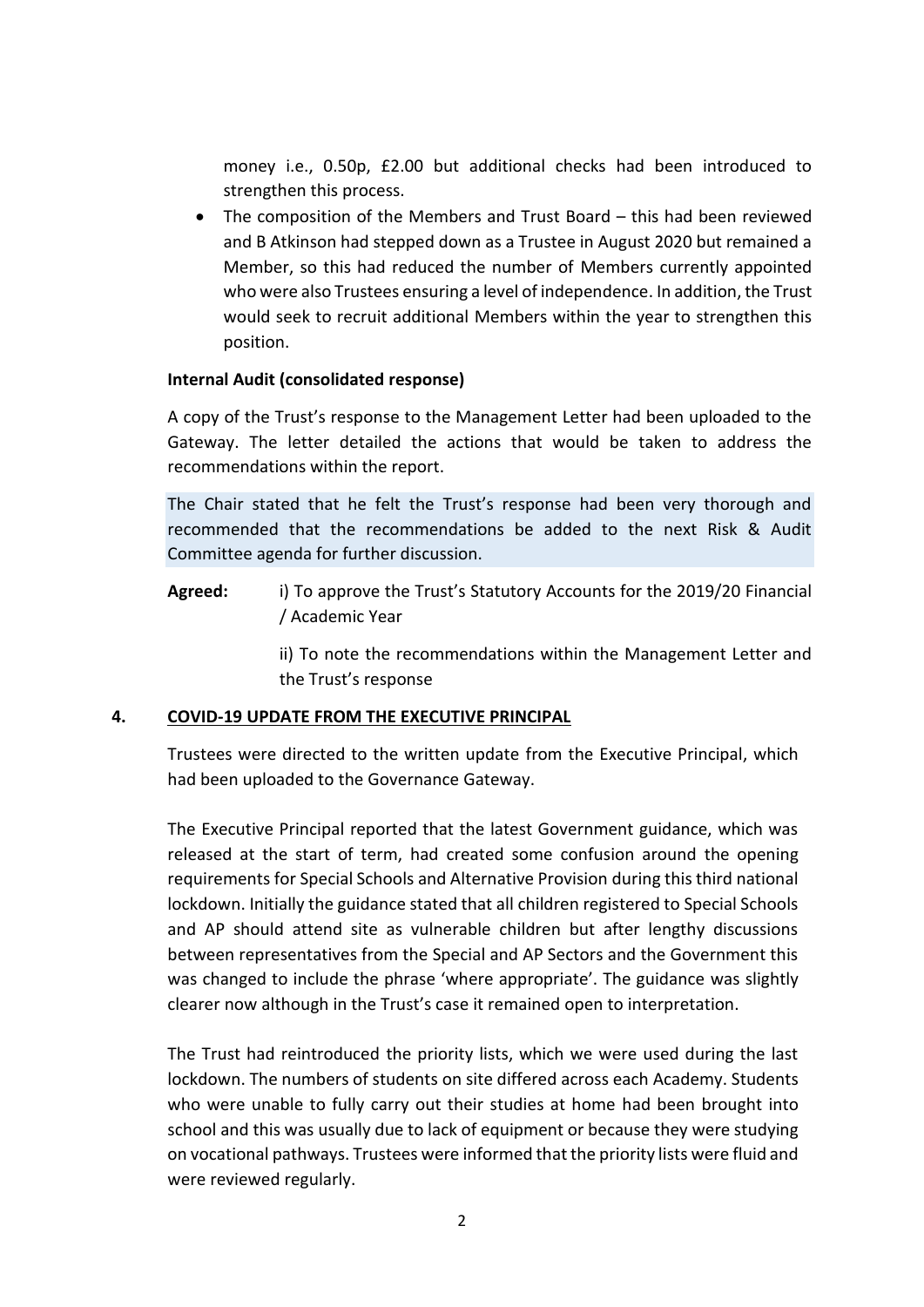money i.e., 0.50p, £2.00 but additional checks had been introduced to strengthen this process.

- The composition of the Members and Trust Board – this had been reviewed and B Atkinson had stepped down as a Trustee in August 2020 but remained a Member, so this had reduced the number of Members currently appointed who were also Trustees ensuring a level of independence. In addition, the Trust would seek to recruit additional Members within the year to strengthen this position.

**Internal Audit (consolidated response)**

A copy of the Trust's response to the Management Letter had been uploaded to the Gateway. The letter detailed the actions that would be taken to address the recommendations within the report.

The Chair stated that he felt the Trust's response had been very thorough and recommended that the recommendations be added to the next Risk & Audit Committee agenda for further discussion.

**Agreed:** i) To approve the Trust's Statutory Accounts for the 2019/20 Financial / Academic Year

ii) To note the recommendations within the Management Letter and the Trust's response

## 4. COVID-19 UPDATE FROM THE EXECUTIVE PRINCIPAL

Trustees were directed to the written update from the Executive Principal, which had been uploaded to the Governance Gateway.

The Executive Principal reported that the latest Government guidance, which was released at the start of term, had created some confusion around the opening requirements for Special Schools and Alternative Provision during this third national lockdown. Initially the guidance stated that all children registered to Special Schools and AP should attend site as vulnerable children but after lengthy discussions between representatives from the Special and AP Sectors and the Government this was changed to include the phrase 'where appropriate'. The guidance was slightly clearer now although in the Trust's case it remained open to interpretation.

The Trust had reintroduced the priority lists, which we were used during the last lockdown. The numbers of students on site differed across each Academy. Students who were unable to fully carry out their studies at home had been brought into school and this was usually due to lack of equipment or because they were studying on vocational pathways. Trustees were informed that the priority lists were fluid and were reviewed regularly.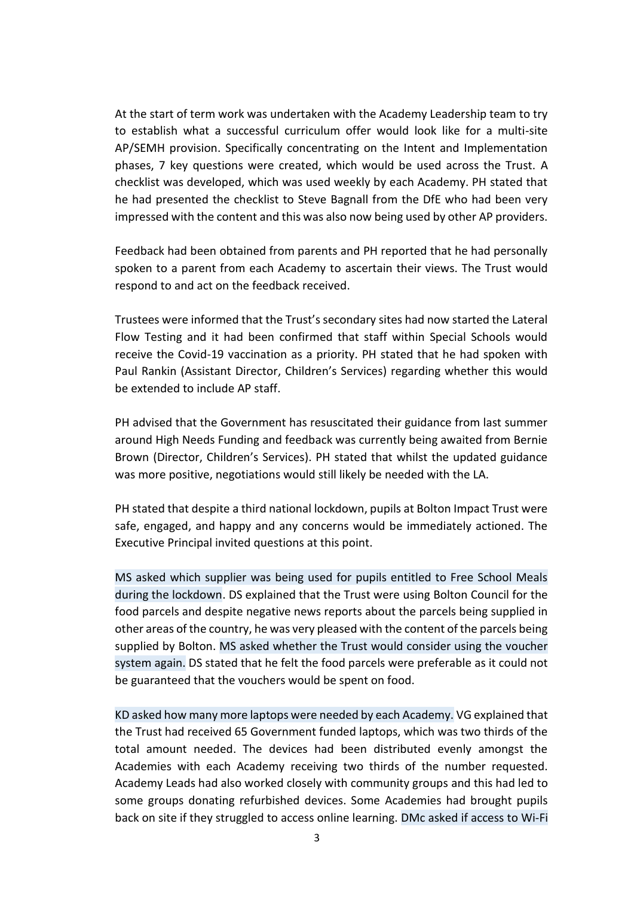At the start of term work was undertaken with the Academy Leadership team to try to establish what a successful curriculum offer would look like for a multi-site AP/SEMH provision. Specifically concentrating on the Intent and Implementation phases, 7 key questions were created, which would be used across the Trust. A checklist was developed, which was used weekly by each Academy. PH stated that he had presented the checklist to Steve Bagnall from the DfE who had been very impressed with the content and this was also now being used by other AP providers.

Feedback had been obtained from parents and PH reported that he had personally spoken to a parent from each Academy to ascertain their views. The Trust would respond to and act on the feedback received.

Trustees were informed that the Trust's secondary sites had now started the Lateral Flow Testing and it had been confirmed that staff within Special Schools would receive the Covid-19 vaccination as a priority. PH stated that he had spoken with Paul Rankin (Assistant Director, Children's Services) regarding whether this would be extended to include AP staff.

PH advised that the Government has resuscitated their guidance from last summer around High Needs Funding and feedback was currently being awaited from Bernie Brown (Director, Children's Services). PH stated that whilst the updated guidance was more positive, negotiations would still likely be needed with the LA.

PH stated that despite a third national lockdown, pupils at Bolton Impact Trust were safe, engaged, and happy and any concerns would be immediately actioned. The Executive Principal invited questions at this point.

MS asked which supplier was being used for pupils entitled to Free School Meals during the lockdown. DS explained that the Trust were using Bolton Council for the food parcels and despite negative news reports about the parcels being supplied in other areas of the country, he was very pleased with the content of the parcels being supplied by Bolton. MS asked whether the Trust would consider using the voucher system again. DS stated that he felt the food parcels were preferable as it could not be guaranteed that the vouchers would be spent on food.

KD asked how many more laptops were needed by each Academy. VG explained that the Trust had received 65 Government funded laptops, which was two thirds of the total amount needed. The devices had been distributed evenly amongst the Academies with each Academy receiving two thirds of the number requested. Academy Leads had also worked closely with community groups and this had led to some groups donating refurbished devices. Some Academies had brought pupils back on site if they struggled to access online learning. DMc asked if access to Wi-Fi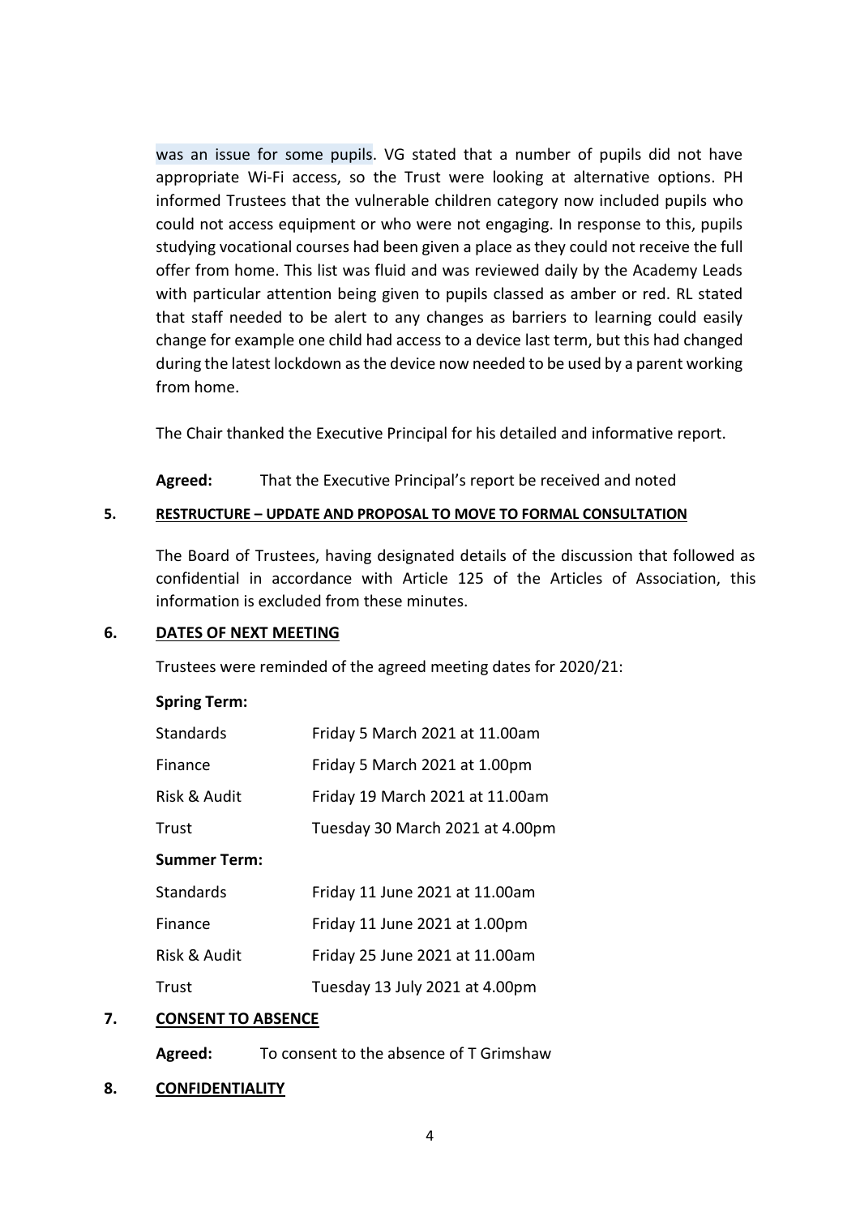was an issue for some pupils. VG stated that a number of pupils did not have appropriate Wi-Fi access, so the Trust were looking at alternative options. PH informed Trustees that the vulnerable children category now included pupils who could not access equipment or who were not engaging. In response to this, pupils studying vocational courses had been given a place as they could not receive the full offer from home. This list was fluid and was reviewed daily by the Academy Leads with particular attention being given to pupils classed as amber or red. RL stated that staff needed to be alert to any changes as barriers to learning could easily change for example one child had access to a device last term, but this had changed during the latest lockdown as the device now needed to be used by a parent working from home.

The Chair thanked the Executive Principal for his detailed and informative report.

**Agreed:** That the Executive Principal's report be received and noted

## 5. RESTRUCTURE – UPDATE AND PROPOSAL TO MOVE TO FORMAL CONSULTATION

The Board of Trustees, having designated details of the discussion that followed as confidential in accordance with Article 125 of the Articles of Association, this information is excluded from these minutes.

## 6. DATES OF NEXT MEETING

Trustees were reminded of the agreed meeting dates for 2020/21:

**Spring Term:**

| | |
|---|---|
| Standards | Friday 5 March 2021 at 11.00am |
| Finance | Friday 5 March 2021 at 1.00pm |
| Risk & Audit | Friday 19 March 2021 at 11.00am |
| Trust | Tuesday 30 March 2021 at 4.00pm |

**Summer Term:**

| | |
|---|---|
| Standards | Friday 11 June 2021 at 11.00am |
| Finance | Friday 11 June 2021 at 1.00pm |
| Risk & Audit | Friday 25 June 2021 at 11.00am |
| Trust | Tuesday 13 July 2021 at 4.00pm |

## 7. CONSENT TO ABSENCE

**Agreed:** To consent to the absence of T Grimshaw

## 8. CONFIDENTIALITY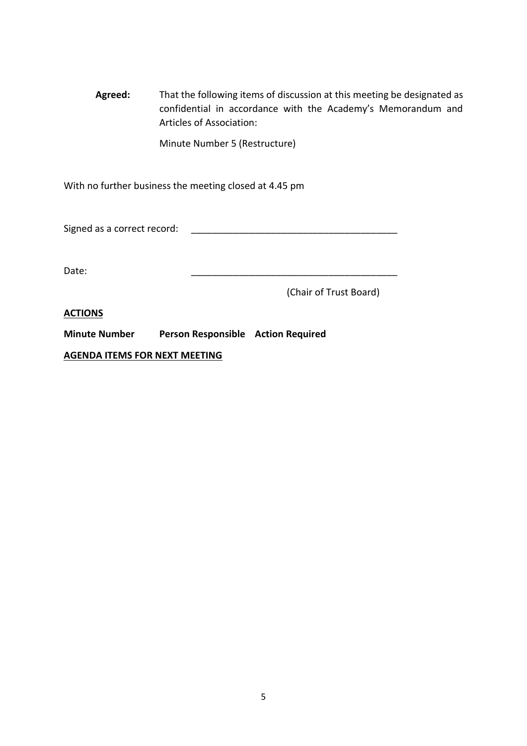**Agreed:** That the following items of discussion at this meeting be designated as confidential in accordance with the Academy's Memorandum and Articles of Association:

Minute Number 5 (Restructure)

With no further business the meeting closed at 4.45 pm

Signed as a correct record: ________________________________________

Date: ________________________________________

(Chair of Trust Board)

**ACTIONS**

| Minute Number | Person Responsible | Action Required |
|---|---|---|

**AGENDA ITEMS FOR NEXT MEETING**